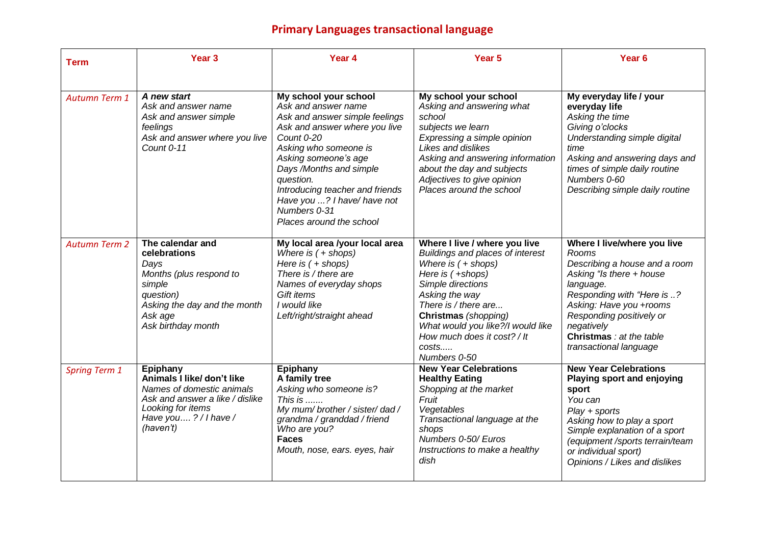# Primary Languages transactional language

| Term | Year 3 | Year 4 | Year 5 | Year 6 |
|---|---|---|---|---|
| *Autumn Term 1* | ***A new start***<br>*Ask and answer name*<br>*Ask and answer simple feelings*<br>*Ask and answer where you live*<br>*Count 0-11* | **My school your school**<br>*Ask and answer name*<br>*Ask and answer simple feelings*<br>*Ask and answer where you live*<br>*Count 0-20*<br>*Asking who someone is*<br>*Asking someone's age*<br>*Days /Months and simple question.*<br>*Introducing teacher and friends*<br>*Have you ...? I have/ have not*<br>*Numbers 0-31*<br>*Places around the school* | **My school your school**<br>*Asking and answering what school subjects we learn*<br>*Expressing a simple opinion*<br>*Likes and dislikes*<br>*Asking and answering information about the day and subjects*<br>*Adjectives to give opinion*<br>*Places around the school* | **My everyday life / your everyday life**<br>*Asking the time*<br>*Giving o'clocks*<br>*Understanding simple digital time*<br>*Asking and answering days and times of simple daily routine*<br>*Numbers 0-60*<br>*Describing simple daily routine* |
| *Autumn Term 2* | **The calendar and celebrations**<br>*Days*<br>*Months (plus respond to simple question)*<br>*Asking the day and the month*<br>*Ask age*<br>*Ask birthday month* | **My local area /your local area**<br>*Where is ( + shops)*<br>*Here is ( + shops)*<br>*There is / there are*<br>*Names of everyday shops*<br>*Gift items*<br>*I would like*<br>*Left/right/straight ahead* | **Where I live / where you live**<br>*Buildings and places of interest*<br>*Where is ( + shops)*<br>*Here is ( +shops)*<br>*Simple directions*<br>*Asking the way*<br>*There is / there are...*<br>**Christmas** *(shopping)*<br>*What would you like?/I would like*<br>*How much does it cost? / It costs.....*<br>*Numbers 0-50* | **Where I live/where you live**<br>*Rooms*<br>*Describing a house and a room*<br>*Asking "Is there + house language.*<br>*Responding with "Here is ..?*<br>*Asking: Have you +rooms*<br>*Responding positively or negatively*<br>**Christmas** *: at the table transactional language* |
| *Spring Term 1* | **Epiphany**<br>**Animals I like/ don't like**<br>*Names of domestic animals*<br>*Ask and answer a like / dislike*<br>*Looking for items*<br>*Have you.... ? / I have / (haven't)* | **Epiphany**<br>**A family tree**<br>*Asking who someone is?*<br>*This is .......*<br>*My mum/ brother / sister/ dad / grandma / granddad / friend*<br>*Who are you?*<br>**Faces**<br>*Mouth, nose, ears. eyes, hair* | **New Year Celebrations**<br>**Healthy Eating**<br>*Shopping at the market*<br>*Fruit*<br>*Vegetables*<br>*Transactional language at the shops*<br>*Numbers 0-50/ Euros*<br>*Instructions to make a healthy dish* | **New Year Celebrations**<br>**Playing sport and enjoying sport**<br>*You can*<br>*Play + sports*<br>*Asking how to play a sport*<br>*Simple explanation of a sport (equipment /sports terrain/team or individual sport)*<br>*Opinions / Likes and dislikes* |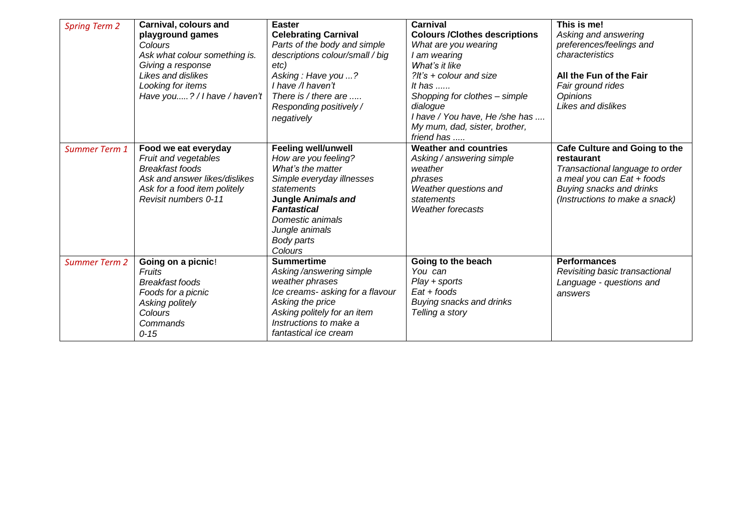| | | | | |
|---|---|---|---|---|
| *Spring Term 2* | **Carnival, colours and playground games**<br>*Colours*<br>*Ask what colour something is.*<br>*Giving a response*<br>*Likes and dislikes*<br>*Looking for items*<br>*Have you.....? / I have / haven't* | **Easter**<br>**Celebrating Carnival**<br>*Parts of the body and simple descriptions colour/small / big etc)*<br>*Asking : Have you ...?*<br>*I have /I haven't*<br>*There is / there are .....*<br>*Responding positively / negatively* | **Carnival**<br>**Colours /Clothes descriptions**<br>*What are you wearing*<br>*I am wearing*<br>*What's it like*<br>*?It's + colour and size*<br>*It has ......*<br>*Shopping for clothes – simple dialogue*<br>*I have / You have, He /she has ....*<br>*My mum, dad, sister, brother, friend has .....* | **This is me!**<br>*Asking and answering preferences/feelings and characteristics*<br><br>**All the Fun of the Fair**<br>*Fair ground rides*<br>*Opinions*<br>*Likes and dislikes* |
| *Summer Term 1* | **Food we eat everyday**<br>*Fruit and vegetables*<br>*Breakfast foods*<br>*Ask and answer likes/dislikes*<br>*Ask for a food item politely*<br>*Revisit numbers 0-11* | **Feeling well/unwell**<br>*How are you feeling?*<br>*What's the matter*<br>*Simple everyday illnesses statements*<br>**Jungle *Animals and Fantastical***<br>*Domestic animals*<br>*Jungle animals*<br>*Body parts*<br>*Colours* | **Weather and countries**<br>*Asking / answering simple weather phrases*<br>*Weather questions and statements*<br>*Weather forecasts* | **Cafe Culture and Going to the restaurant**<br>*Transactional language to order a meal you can Eat + foods*<br>*Buying snacks and drinks*<br>*(Instructions to make a snack)* |
| *Summer Term 2* | **Going on a picnic**!<br>*Fruits*<br>*Breakfast foods*<br>*Foods for a picnic*<br>*Asking politely*<br>*Colours*<br>*Commands*<br>*0-15* | **Summertime**<br>*Asking /answering simple weather phrases*<br>*Ice creams- asking for a flavour*<br>*Asking the price*<br>*Asking politely for an item*<br>*Instructions to make a fantastical ice cream* | **Going to the beach**<br>*You can*<br>*Play + sports*<br>*Eat + foods*<br>*Buying snacks and drinks*<br>*Telling a story* | **Performances**<br>*Revisiting basic transactional Language - questions and answers* |